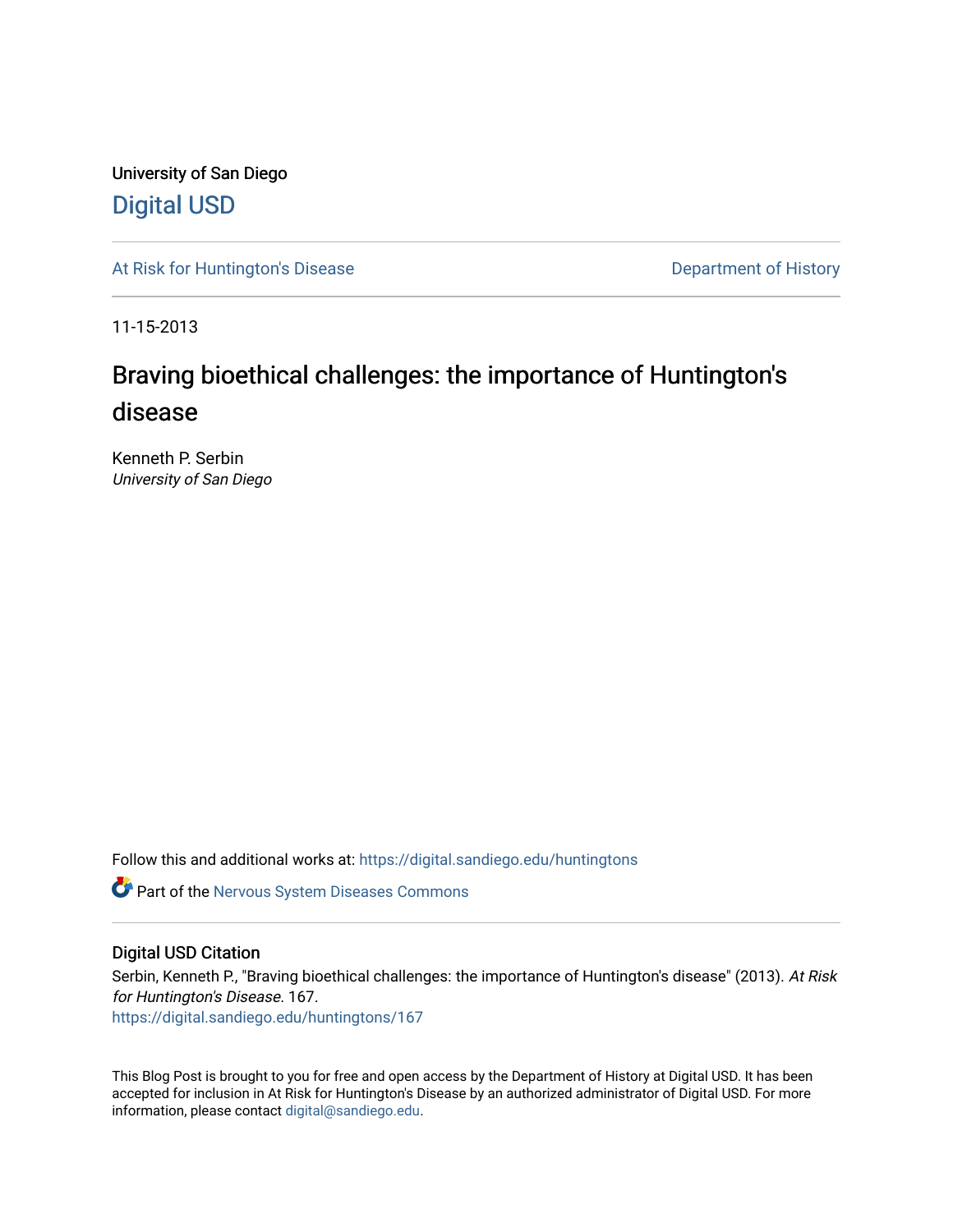University of San Diego

# Digital USD

At Risk for Huntington's Disease

Department of History

11-15-2013

# Braving bioethical challenges: the importance of Huntington's disease

Kenneth P. Serbin
*University of San Diego*

Follow this and additional works at: https://digital.sandiego.edu/huntingtons

Part of the Nervous System Diseases Commons

## Digital USD Citation

Serbin, Kenneth P., "Braving bioethical challenges: the importance of Huntington's disease" (2013). *At Risk for Huntington's Disease*. 167.
https://digital.sandiego.edu/huntingtons/167

This Blog Post is brought to you for free and open access by the Department of History at Digital USD. It has been accepted for inclusion in At Risk for Huntington's Disease by an authorized administrator of Digital USD. For more information, please contact digital@sandiego.edu.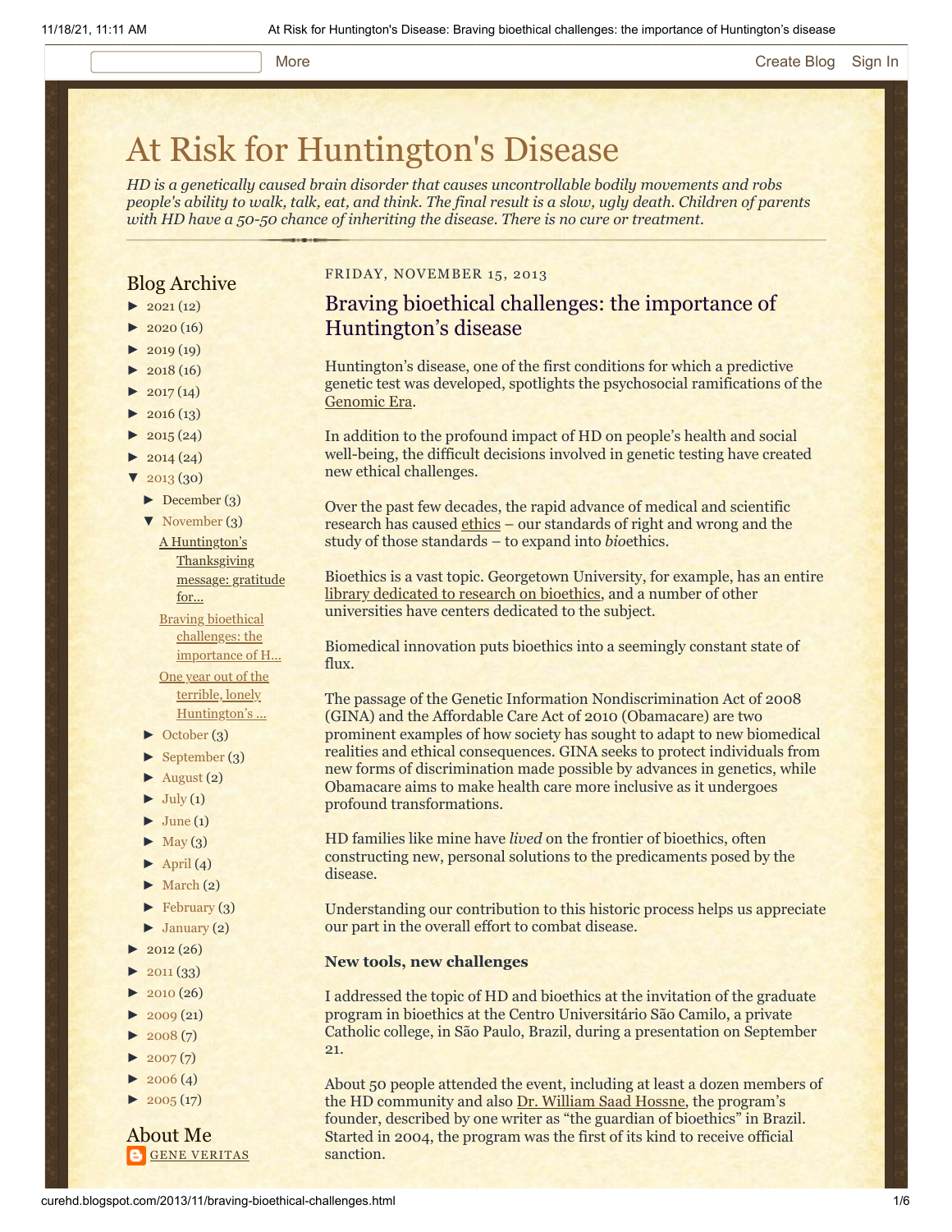# At Risk for Huntington's Disease

*HD is a genetically caused brain disorder that causes uncontrollable bodily movements and robs people's ability to walk, talk, eat, and think. The final result is a slow, ugly death. Children of parents with HD have a 50-50 chance of inheriting the disease. There is no cure or treatment.*

## Blog Archive

- ► 2021 (12)
- ► 2020 (16)
- ► 2019 (19)
- ► 2018 (16)
- ► 2017 (14)
- ► 2016 (13)
- ► 2015 (24)
- ► 2014 (24)
- ▼ 2013 (30)
  - ► December (3)
  - ▼ November (3)
    - A Huntington's Thanksgiving message: gratitude for...
    - Braving bioethical challenges: the importance of H...
    - One year out of the terrible, lonely Huntington's ...
  - ► October (3)
  - ► September (3)
  - ► August (2)
  - ► July (1)
  - ► June (1)
  - ► May (3)
  - ► April (4)
  - ► March (2)
  - ► February (3)
  - ► January (2)
- ► 2012 (26)
- ► 2011 (33)
- ► 2010 (26)
- ► 2009 (21)
- ► 2008 (7)
- ► 2007 (7)
- ► 2006 (4)
- ► 2005 (17)

## About Me

GENE VERITAS

FRIDAY, NOVEMBER 15, 2013

## Braving bioethical challenges: the importance of Huntington's disease

Huntington's disease, one of the first conditions for which a predictive genetic test was developed, spotlights the psychosocial ramifications of the Genomic Era.

In addition to the profound impact of HD on people's health and social well-being, the difficult decisions involved in genetic testing have created new ethical challenges.

Over the past few decades, the rapid advance of medical and scientific research has caused ethics – our standards of right and wrong and the study of those standards – to expand into *bio*ethics.

Bioethics is a vast topic. Georgetown University, for example, has an entire library dedicated to research on bioethics, and a number of other universities have centers dedicated to the subject.

Biomedical innovation puts bioethics into a seemingly constant state of flux.

The passage of the Genetic Information Nondiscrimination Act of 2008 (GINA) and the Affordable Care Act of 2010 (Obamacare) are two prominent examples of how society has sought to adapt to new biomedical realities and ethical consequences. GINA seeks to protect individuals from new forms of discrimination made possible by advances in genetics, while Obamacare aims to make health care more inclusive as it undergoes profound transformations.

HD families like mine have *lived* on the frontier of bioethics, often constructing new, personal solutions to the predicaments posed by the disease.

Understanding our contribution to this historic process helps us appreciate our part in the overall effort to combat disease.

**New tools, new challenges**

I addressed the topic of HD and bioethics at the invitation of the graduate program in bioethics at the Centro Universitário São Camilo, a private Catholic college, in São Paulo, Brazil, during a presentation on September 21.

About 50 people attended the event, including at least a dozen members of the HD community and also Dr. William Saad Hossne, the program's founder, described by one writer as "the guardian of bioethics" in Brazil. Started in 2004, the program was the first of its kind to receive official sanction.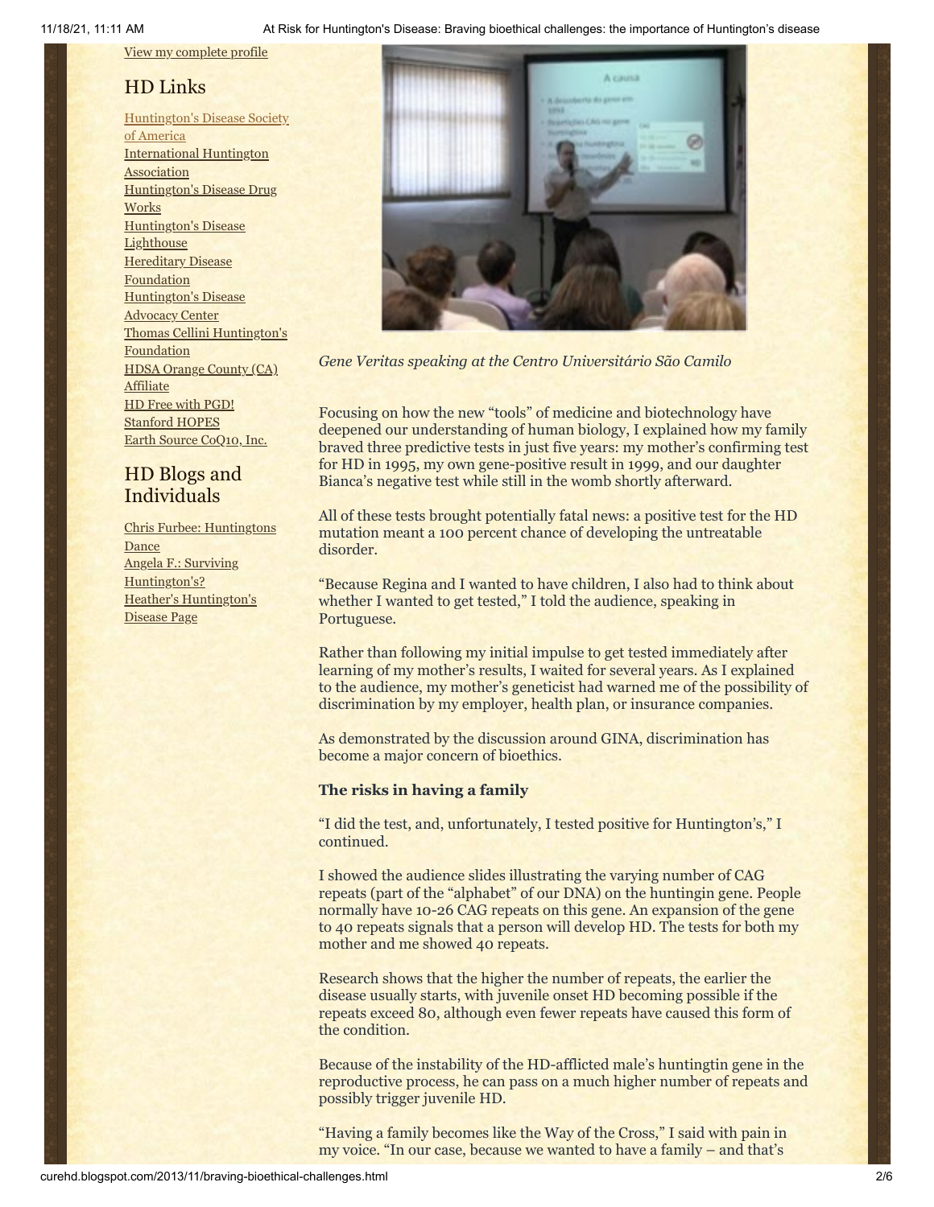[View my complete profile](#)

## HD Links

[Huntington's Disease Society of America](#)
[International Huntington Association](#)
[Huntington's Disease Drug Works](#)
[Huntington's Disease Lighthouse](#)
[Hereditary Disease Foundation](#)
[Huntington's Disease Advocacy Center](#)
[Thomas Cellini Huntington's Foundation](#)
[HDSA Orange County (CA) Affiliate](#)
[HD Free with PGD!](#)
[Stanford HOPES](#)
[Earth Source CoQ10, Inc.](#)

## HD Blogs and Individuals

[Chris Furbee: Huntingtons Dance](#)
[Angela F.: Surviving Huntington's?](#)
[Heather's Huntington's Disease Page](#)

*Gene Veritas speaking at the Centro Universitário São Camilo*

Focusing on how the new "tools" of medicine and biotechnology have deepened our understanding of human biology, I explained how my family braved three predictive tests in just five years: my mother's confirming test for HD in 1995, my own gene-positive result in 1999, and our daughter Bianca's negative test while still in the womb shortly afterward.

All of these tests brought potentially fatal news: a positive test for the HD mutation meant a 100 percent chance of developing the untreatable disorder.

"Because Regina and I wanted to have children, I also had to think about whether I wanted to get tested," I told the audience, speaking in Portuguese.

Rather than following my initial impulse to get tested immediately after learning of my mother's results, I waited for several years. As I explained to the audience, my mother's geneticist had warned me of the possibility of discrimination by my employer, health plan, or insurance companies.

As demonstrated by the discussion around GINA, discrimination has become a major concern of bioethics.

**The risks in having a family**

"I did the test, and, unfortunately, I tested positive for Huntington's," I continued.

I showed the audience slides illustrating the varying number of CAG repeats (part of the "alphabet" of our DNA) on the huntingin gene. People normally have 10-26 CAG repeats on this gene. An expansion of the gene to 40 repeats signals that a person will develop HD. The tests for both my mother and me showed 40 repeats.

Research shows that the higher the number of repeats, the earlier the disease usually starts, with juvenile onset HD becoming possible if the repeats exceed 80, although even fewer repeats have caused this form of the condition.

Because of the instability of the HD-afflicted male's huntingtin gene in the reproductive process, he can pass on a much higher number of repeats and possibly trigger juvenile HD.

"Having a family becomes like the Way of the Cross," I said with pain in my voice. "In our case, because we wanted to have a family – and that's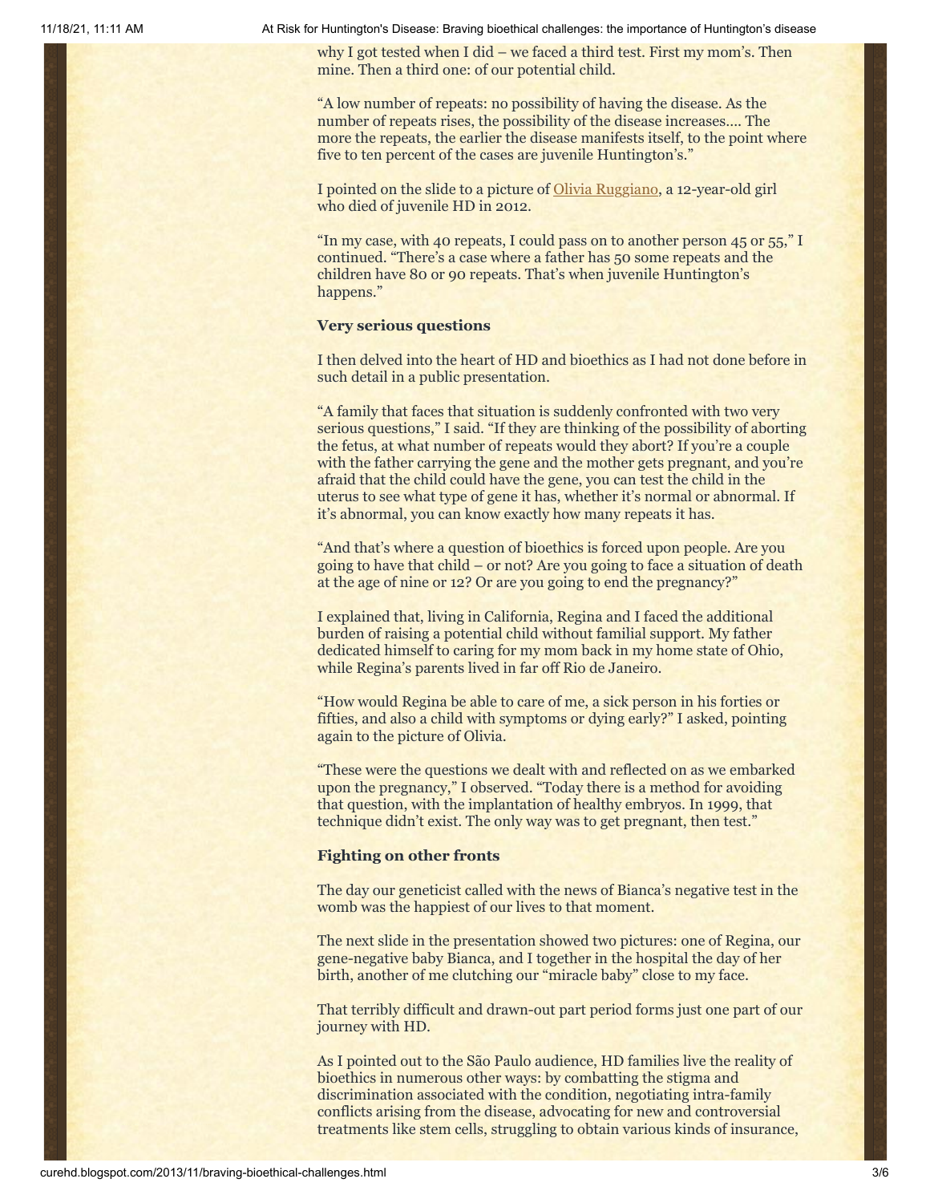why I got tested when I did – we faced a third test. First my mom's. Then mine. Then a third one: of our potential child.

"A low number of repeats: no possibility of having the disease. As the number of repeats rises, the possibility of the disease increases…. The more the repeats, the earlier the disease manifests itself, to the point where five to ten percent of the cases are juvenile Huntington's."

I pointed on the slide to a picture of Olivia Ruggiano, a 12-year-old girl who died of juvenile HD in 2012.

"In my case, with 40 repeats, I could pass on to another person 45 or 55," I continued. "There's a case where a father has 50 some repeats and the children have 80 or 90 repeats. That's when juvenile Huntington's happens."

**Very serious questions**

I then delved into the heart of HD and bioethics as I had not done before in such detail in a public presentation.

"A family that faces that situation is suddenly confronted with two very serious questions," I said. "If they are thinking of the possibility of aborting the fetus, at what number of repeats would they abort? If you're a couple with the father carrying the gene and the mother gets pregnant, and you're afraid that the child could have the gene, you can test the child in the uterus to see what type of gene it has, whether it's normal or abnormal. If it's abnormal, you can know exactly how many repeats it has.

"And that's where a question of bioethics is forced upon people. Are you going to have that child – or not? Are you going to face a situation of death at the age of nine or 12? Or are you going to end the pregnancy?"

I explained that, living in California, Regina and I faced the additional burden of raising a potential child without familial support. My father dedicated himself to caring for my mom back in my home state of Ohio, while Regina's parents lived in far off Rio de Janeiro.

"How would Regina be able to care of me, a sick person in his forties or fifties, and also a child with symptoms or dying early?" I asked, pointing again to the picture of Olivia.

"These were the questions we dealt with and reflected on as we embarked upon the pregnancy," I observed. "Today there is a method for avoiding that question, with the implantation of healthy embryos. In 1999, that technique didn't exist. The only way was to get pregnant, then test."

**Fighting on other fronts**

The day our geneticist called with the news of Bianca's negative test in the womb was the happiest of our lives to that moment.

The next slide in the presentation showed two pictures: one of Regina, our gene-negative baby Bianca, and I together in the hospital the day of her birth, another of me clutching our "miracle baby" close to my face.

That terribly difficult and drawn-out part period forms just one part of our journey with HD.

As I pointed out to the São Paulo audience, HD families live the reality of bioethics in numerous other ways: by combatting the stigma and discrimination associated with the condition, negotiating intra-family conflicts arising from the disease, advocating for new and controversial treatments like stem cells, struggling to obtain various kinds of insurance,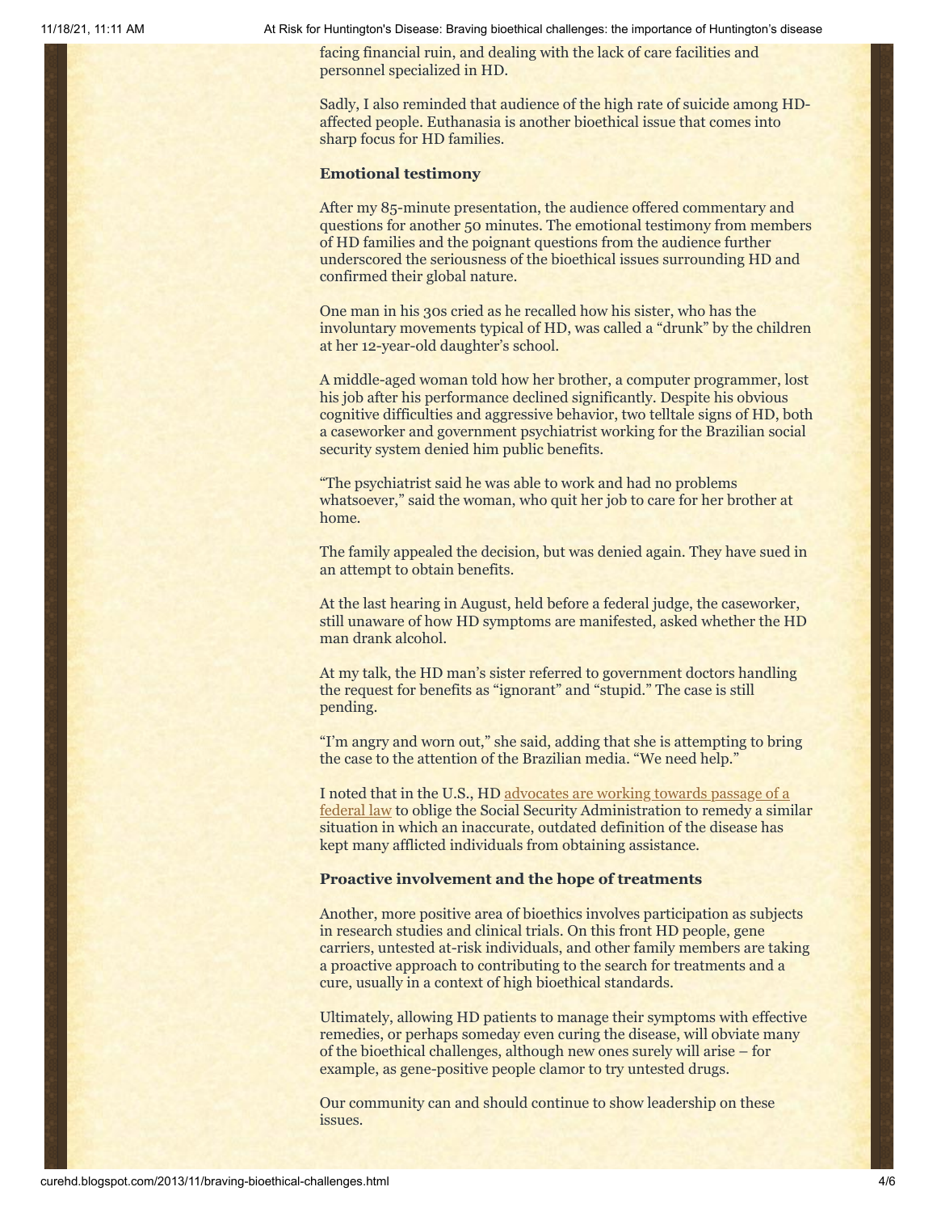facing financial ruin, and dealing with the lack of care facilities and personnel specialized in HD.

Sadly, I also reminded that audience of the high rate of suicide among HD-affected people. Euthanasia is another bioethical issue that comes into sharp focus for HD families.

**Emotional testimony**

After my 85-minute presentation, the audience offered commentary and questions for another 50 minutes. The emotional testimony from members of HD families and the poignant questions from the audience further underscored the seriousness of the bioethical issues surrounding HD and confirmed their global nature.

One man in his 30s cried as he recalled how his sister, who has the involuntary movements typical of HD, was called a "drunk" by the children at her 12-year-old daughter's school.

A middle-aged woman told how her brother, a computer programmer, lost his job after his performance declined significantly. Despite his obvious cognitive difficulties and aggressive behavior, two telltale signs of HD, both a caseworker and government psychiatrist working for the Brazilian social security system denied him public benefits.

"The psychiatrist said he was able to work and had no problems whatsoever," said the woman, who quit her job to care for her brother at home.

The family appealed the decision, but was denied again. They have sued in an attempt to obtain benefits.

At the last hearing in August, held before a federal judge, the caseworker, still unaware of how HD symptoms are manifested, asked whether the HD man drank alcohol.

At my talk, the HD man's sister referred to government doctors handling the request for benefits as "ignorant" and "stupid." The case is still pending.

"I'm angry and worn out," she said, adding that she is attempting to bring the case to the attention of the Brazilian media. "We need help."

I noted that in the U.S., HD advocates are working towards passage of a federal law to oblige the Social Security Administration to remedy a similar situation in which an inaccurate, outdated definition of the disease has kept many afflicted individuals from obtaining assistance.

**Proactive involvement and the hope of treatments**

Another, more positive area of bioethics involves participation as subjects in research studies and clinical trials. On this front HD people, gene carriers, untested at-risk individuals, and other family members are taking a proactive approach to contributing to the search for treatments and a cure, usually in a context of high bioethical standards.

Ultimately, allowing HD patients to manage their symptoms with effective remedies, or perhaps someday even curing the disease, will obviate many of the bioethical challenges, although new ones surely will arise – for example, as gene-positive people clamor to try untested drugs.

Our community can and should continue to show leadership on these issues.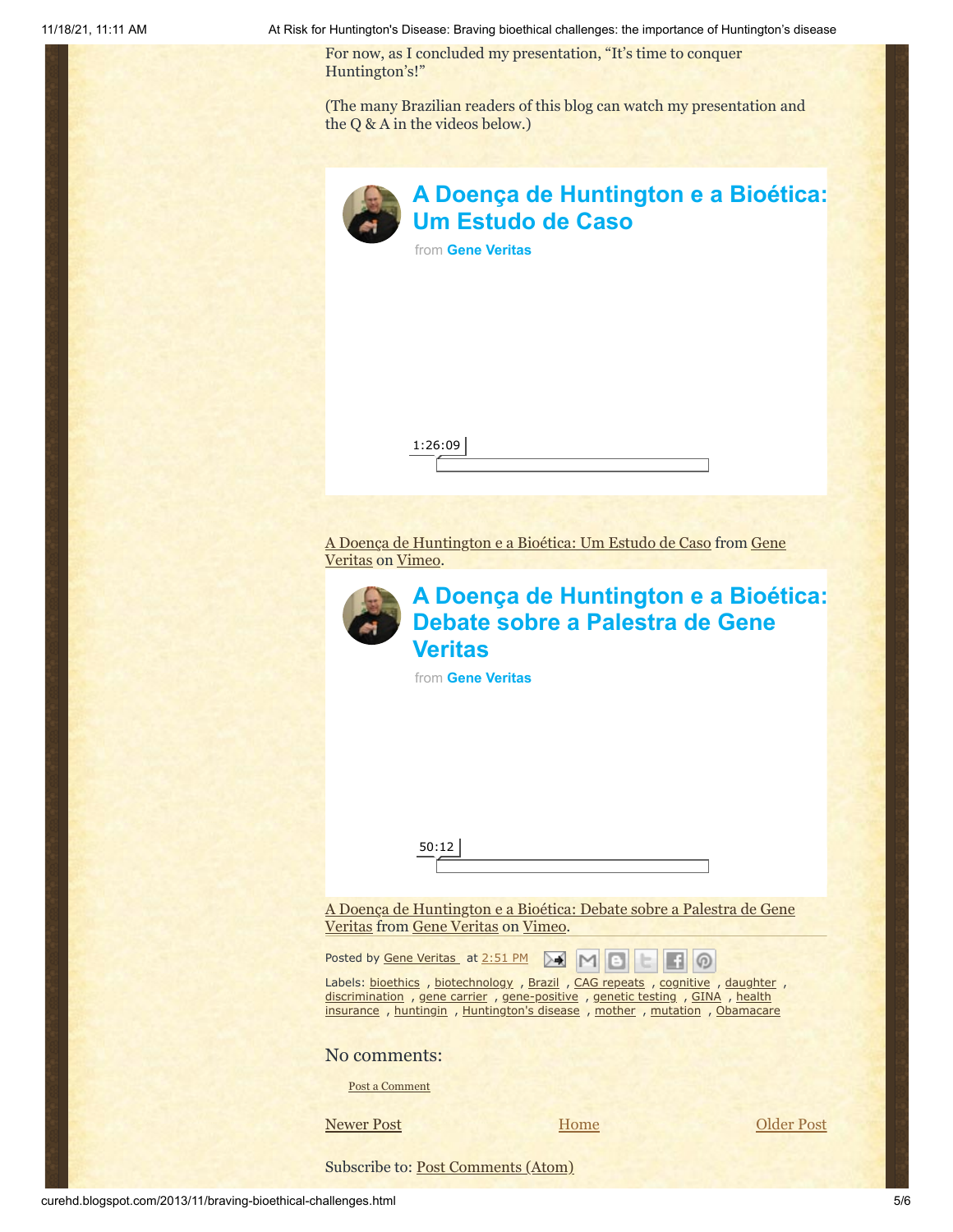For now, as I concluded my presentation, “It's time to conquer Huntington's!”

(The many Brazilian readers of this blog can watch my presentation and the Q & A in the videos below.)

## A Doença de Huntington e a Bioética: Um Estudo de Caso

from **Gene Veritas**

1:26:09

A Doença de Huntington e a Bioética: Um Estudo de Caso from Gene Veritas on Vimeo.

## A Doença de Huntington e a Bioética: Debate sobre a Palestra de Gene Veritas

from **Gene Veritas**

50:12

A Doença de Huntington e a Bioética: Debate sobre a Palestra de Gene Veritas from Gene Veritas on Vimeo.

Posted by Gene Veritas at 2:51 PM

Labels: bioethics , biotechnology , Brazil , CAG repeats , cognitive , daughter , discrimination , gene carrier , gene-positive , genetic testing , GINA , health insurance , huntingin , Huntington's disease , mother , mutation , Obamacare

### No comments:

Post a Comment

Newer Post | Home | Older Post

Subscribe to: Post Comments (Atom)